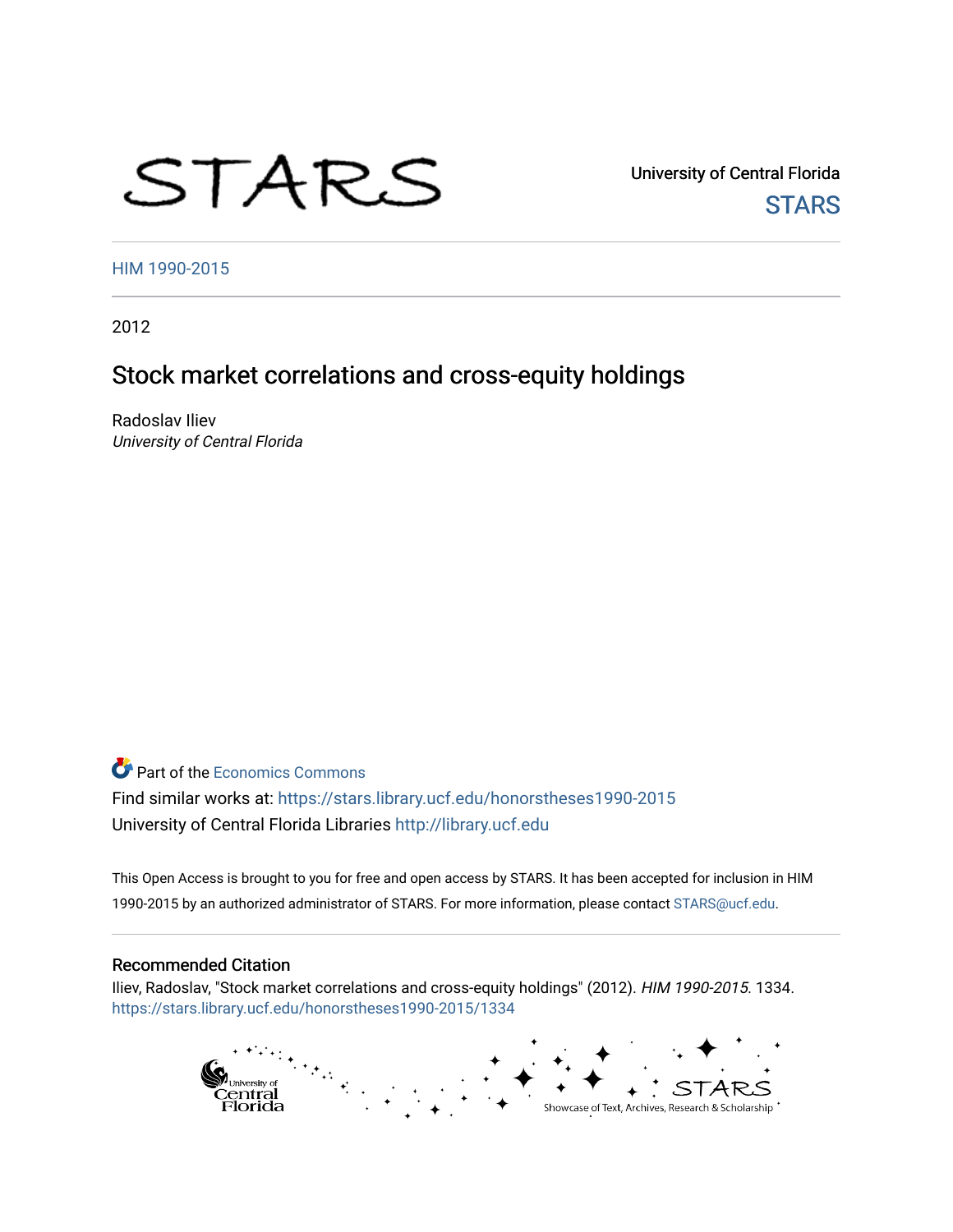STARS

University of Central Florida
STARS

HIM 1990-2015

2012

# Stock market correlations and cross-equity holdings

Radoslav Iliev
*University of Central Florida*

Part of the Economics Commons
Find similar works at: https://stars.library.ucf.edu/honorstheses1990-2015
University of Central Florida Libraries http://library.ucf.edu

This Open Access is brought to you for free and open access by STARS. It has been accepted for inclusion in HIM 1990-2015 by an authorized administrator of STARS. For more information, please contact STARS@ucf.edu.

## Recommended Citation

Iliev, Radoslav, "Stock market correlations and cross-equity holdings" (2012). *HIM 1990-2015*. 1334.
https://stars.library.ucf.edu/honorstheses1990-2015/1334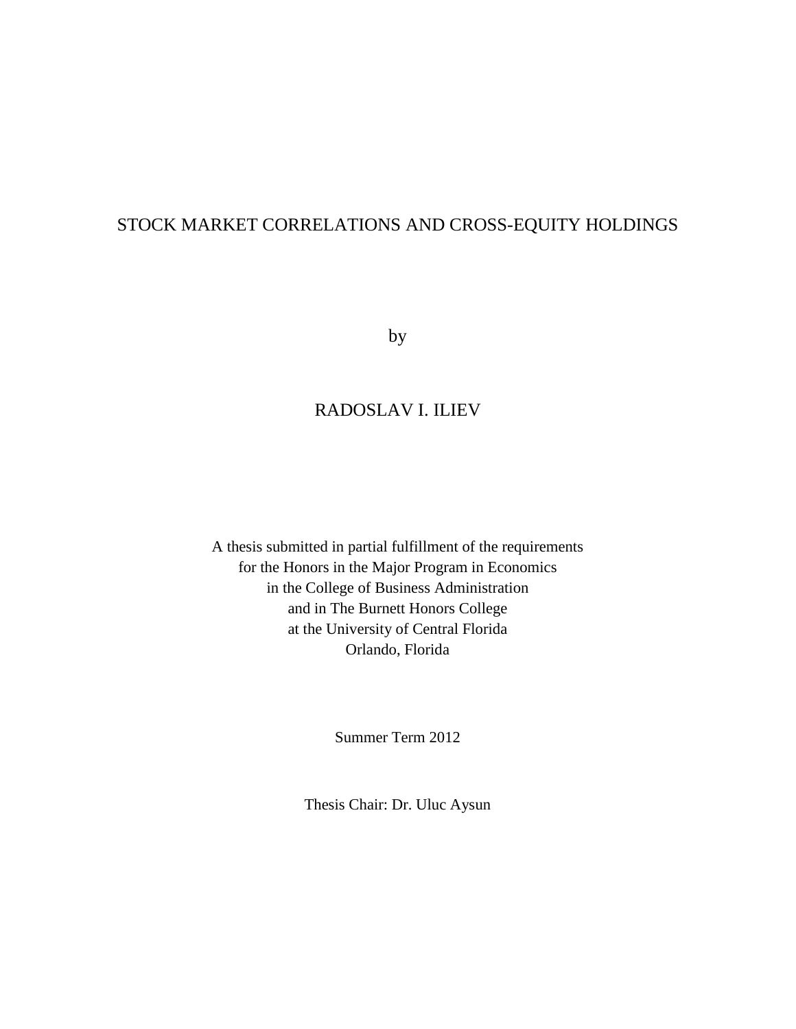# STOCK MARKET CORRELATIONS AND CROSS-EQUITY HOLDINGS

by

RADOSLAV I. ILIEV

A thesis submitted in partial fulfillment of the requirements
for the Honors in the Major Program in Economics
in the College of Business Administration
and in The Burnett Honors College
at the University of Central Florida
Orlando, Florida

Summer Term 2012

Thesis Chair: Dr. Uluc Aysun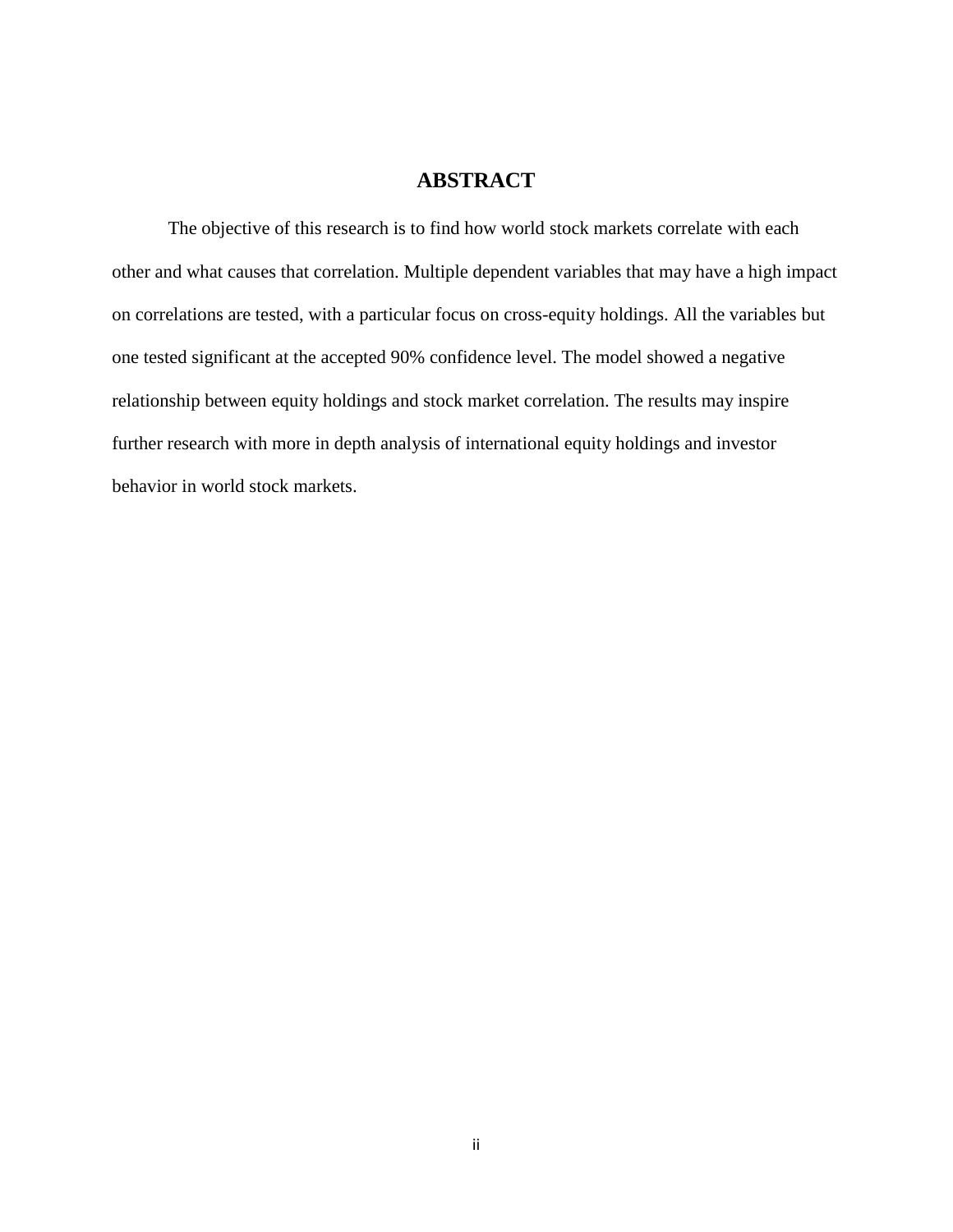# ABSTRACT

The objective of this research is to find how world stock markets correlate with each other and what causes that correlation. Multiple dependent variables that may have a high impact on correlations are tested, with a particular focus on cross-equity holdings. All the variables but one tested significant at the accepted 90% confidence level. The model showed a negative relationship between equity holdings and stock market correlation. The results may inspire further research with more in depth analysis of international equity holdings and investor behavior in world stock markets.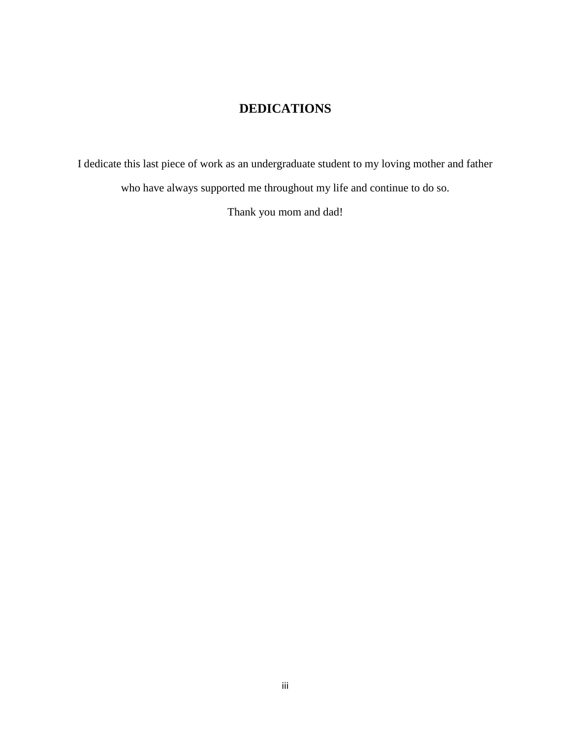# DEDICATIONS

I dedicate this last piece of work as an undergraduate student to my loving mother and father who have always supported me throughout my life and continue to do so.

Thank you mom and dad!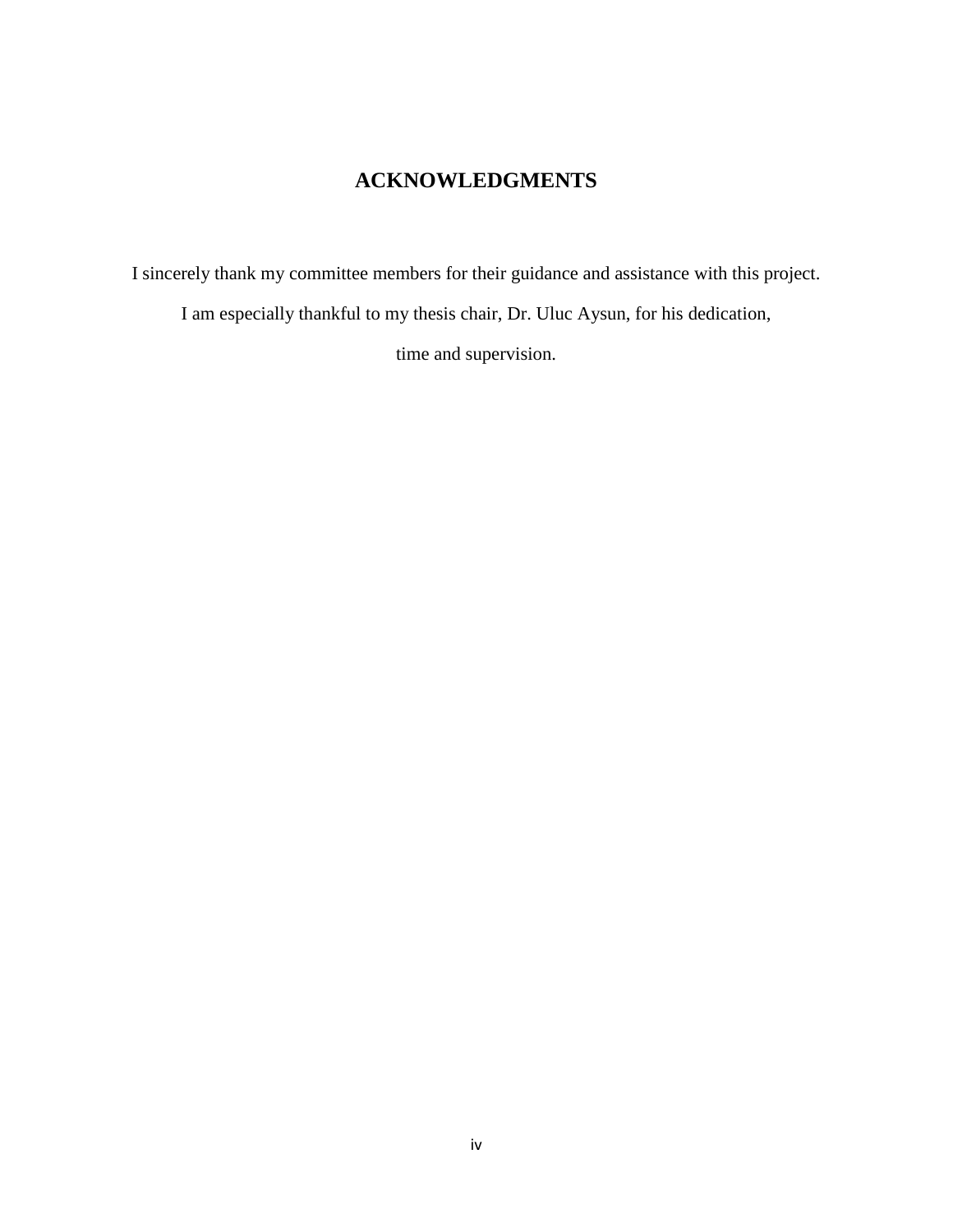## ACKNOWLEDGMENTS

I sincerely thank my committee members for their guidance and assistance with this project. I am especially thankful to my thesis chair, Dr. Uluc Aysun, for his dedication, time and supervision.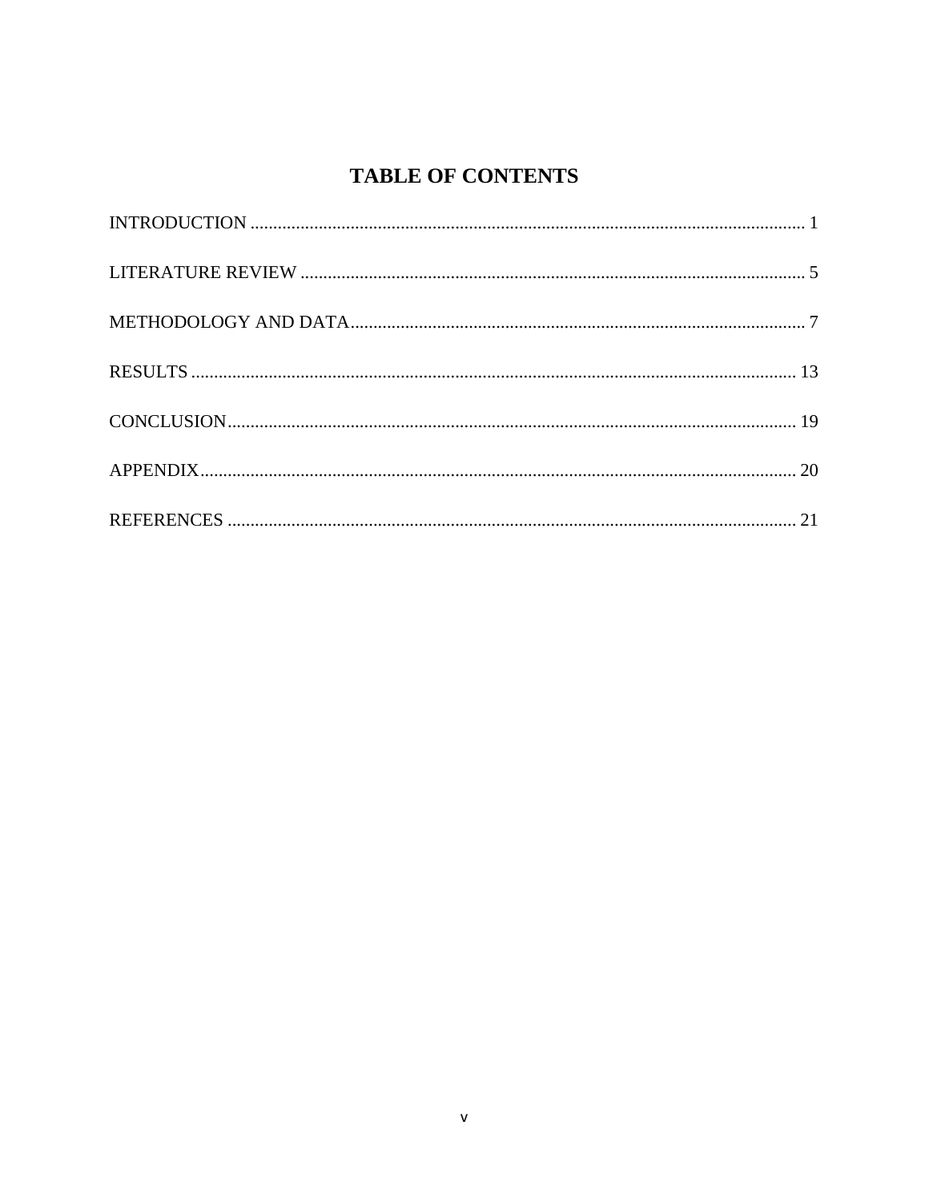# TABLE OF CONTENTS

INTRODUCTION ........................................................................................................................ 1

LITERATURE REVIEW ............................................................................................................ 5

METHODOLOGY AND DATA.................................................................................................. 7

RESULTS .................................................................................................................................. 13

CONCLUSION.......................................................................................................................... 19

APPENDIX................................................................................................................................ 20

REFERENCES .......................................................................................................................... 21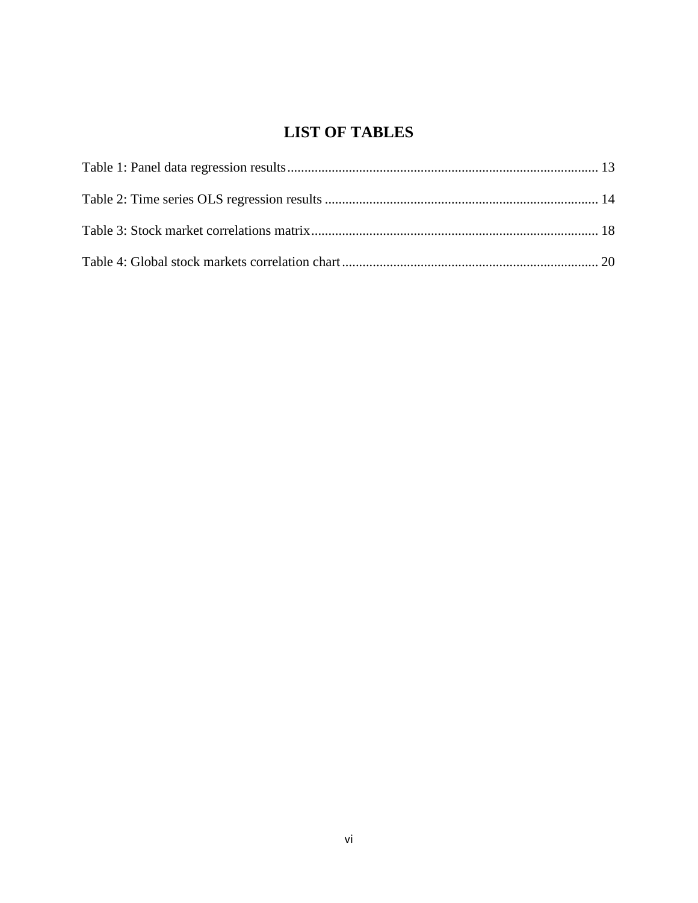# LIST OF TABLES

Table 1: Panel data regression results .......................................................................................... 13

Table 2: Time series OLS regression results ............................................................................... 14

Table 3: Stock market correlations matrix ................................................................................... 18

Table 4: Global stock markets correlation chart .......................................................................... 20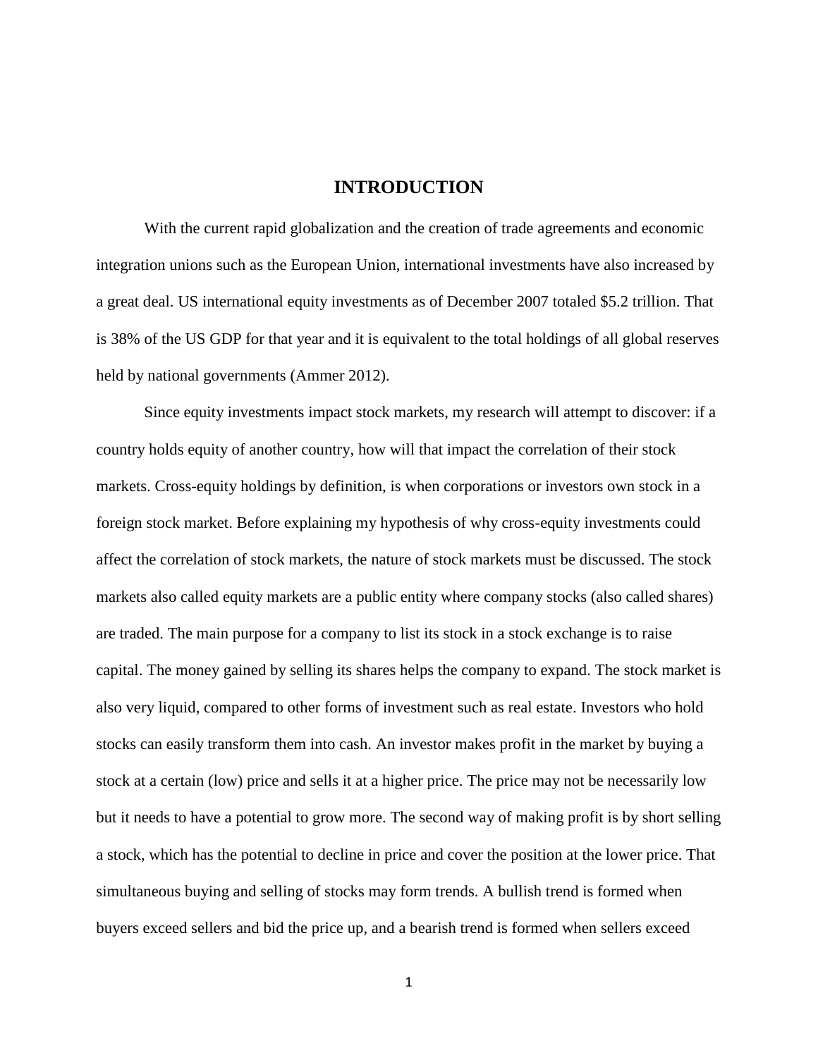# INTRODUCTION

With the current rapid globalization and the creation of trade agreements and economic integration unions such as the European Union, international investments have also increased by a great deal. US international equity investments as of December 2007 totaled $5.2 trillion. That is 38% of the US GDP for that year and it is equivalent to the total holdings of all global reserves held by national governments (Ammer 2012).

Since equity investments impact stock markets, my research will attempt to discover: if a country holds equity of another country, how will that impact the correlation of their stock markets. Cross-equity holdings by definition, is when corporations or investors own stock in a foreign stock market. Before explaining my hypothesis of why cross-equity investments could affect the correlation of stock markets, the nature of stock markets must be discussed. The stock markets also called equity markets are a public entity where company stocks (also called shares) are traded. The main purpose for a company to list its stock in a stock exchange is to raise capital. The money gained by selling its shares helps the company to expand. The stock market is also very liquid, compared to other forms of investment such as real estate. Investors who hold stocks can easily transform them into cash. An investor makes profit in the market by buying a stock at a certain (low) price and sells it at a higher price. The price may not be necessarily low but it needs to have a potential to grow more. The second way of making profit is by short selling a stock, which has the potential to decline in price and cover the position at the lower price. That simultaneous buying and selling of stocks may form trends. A bullish trend is formed when buyers exceed sellers and bid the price up, and a bearish trend is formed when sellers exceed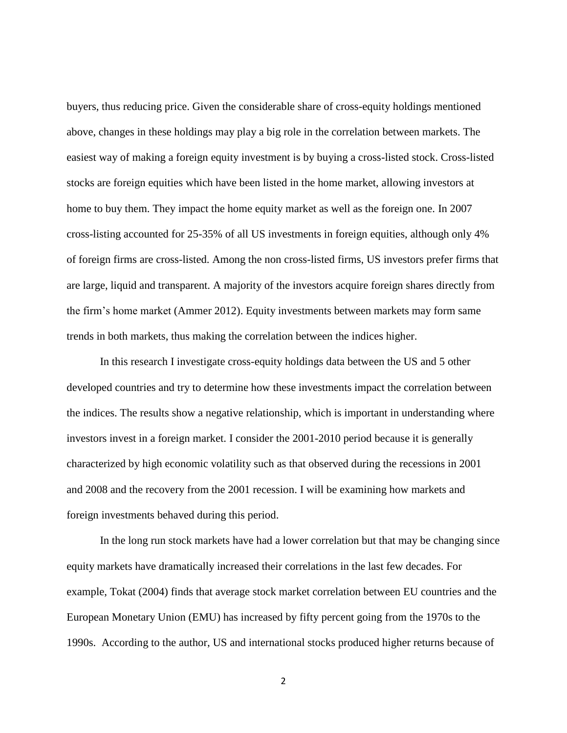buyers, thus reducing price. Given the considerable share of cross-equity holdings mentioned above, changes in these holdings may play a big role in the correlation between markets. The easiest way of making a foreign equity investment is by buying a cross-listed stock. Cross-listed stocks are foreign equities which have been listed in the home market, allowing investors at home to buy them. They impact the home equity market as well as the foreign one. In 2007 cross-listing accounted for 25-35% of all US investments in foreign equities, although only 4% of foreign firms are cross-listed. Among the non cross-listed firms, US investors prefer firms that are large, liquid and transparent. A majority of the investors acquire foreign shares directly from the firm's home market (Ammer 2012). Equity investments between markets may form same trends in both markets, thus making the correlation between the indices higher.

In this research I investigate cross-equity holdings data between the US and 5 other developed countries and try to determine how these investments impact the correlation between the indices. The results show a negative relationship, which is important in understanding where investors invest in a foreign market. I consider the 2001-2010 period because it is generally characterized by high economic volatility such as that observed during the recessions in 2001 and 2008 and the recovery from the 2001 recession. I will be examining how markets and foreign investments behaved during this period.

In the long run stock markets have had a lower correlation but that may be changing since equity markets have dramatically increased their correlations in the last few decades. For example, Tokat (2004) finds that average stock market correlation between EU countries and the European Monetary Union (EMU) has increased by fifty percent going from the 1970s to the 1990s. According to the author, US and international stocks produced higher returns because of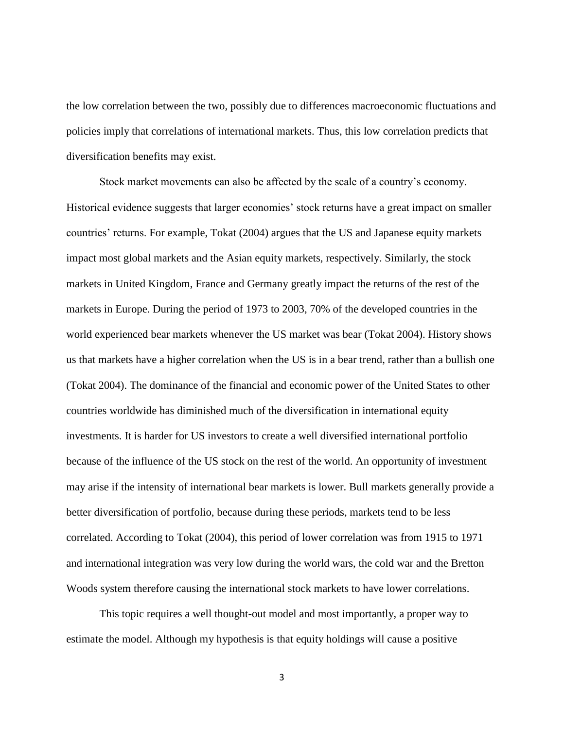the low correlation between the two, possibly due to differences macroeconomic fluctuations and policies imply that correlations of international markets. Thus, this low correlation predicts that diversification benefits may exist.

Stock market movements can also be affected by the scale of a country's economy. Historical evidence suggests that larger economies' stock returns have a great impact on smaller countries' returns. For example, Tokat (2004) argues that the US and Japanese equity markets impact most global markets and the Asian equity markets, respectively. Similarly, the stock markets in United Kingdom, France and Germany greatly impact the returns of the rest of the markets in Europe. During the period of 1973 to 2003, 70% of the developed countries in the world experienced bear markets whenever the US market was bear (Tokat 2004). History shows us that markets have a higher correlation when the US is in a bear trend, rather than a bullish one (Tokat 2004). The dominance of the financial and economic power of the United States to other countries worldwide has diminished much of the diversification in international equity investments. It is harder for US investors to create a well diversified international portfolio because of the influence of the US stock on the rest of the world. An opportunity of investment may arise if the intensity of international bear markets is lower. Bull markets generally provide a better diversification of portfolio, because during these periods, markets tend to be less correlated. According to Tokat (2004), this period of lower correlation was from 1915 to 1971 and international integration was very low during the world wars, the cold war and the Bretton Woods system therefore causing the international stock markets to have lower correlations.

This topic requires a well thought-out model and most importantly, a proper way to estimate the model. Although my hypothesis is that equity holdings will cause a positive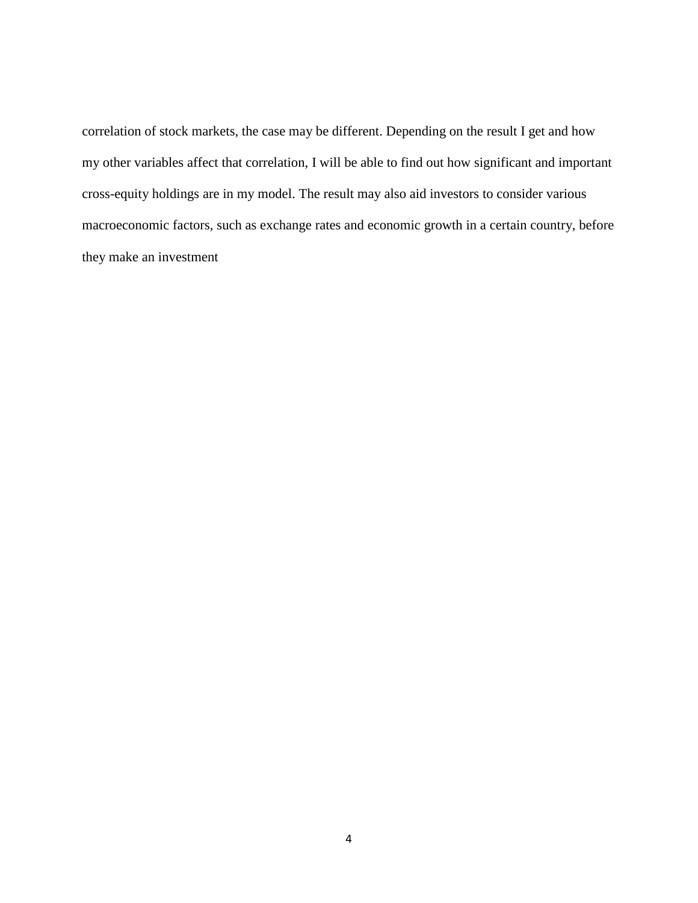correlation of stock markets, the case may be different. Depending on the result I get and how my other variables affect that correlation, I will be able to find out how significant and important cross-equity holdings are in my model. The result may also aid investors to consider various macroeconomic factors, such as exchange rates and economic growth in a certain country, before they make an investment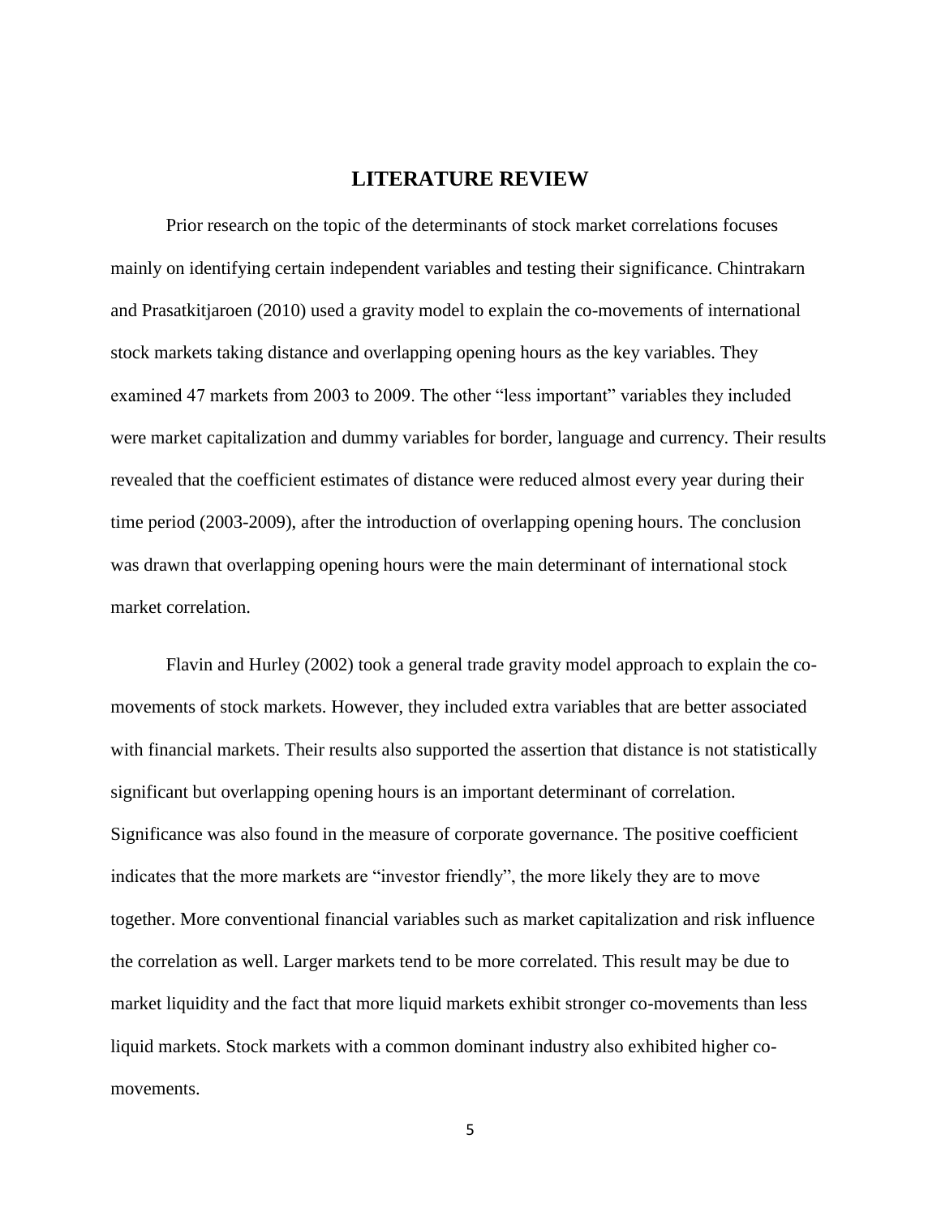# LITERATURE REVIEW

Prior research on the topic of the determinants of stock market correlations focuses mainly on identifying certain independent variables and testing their significance. Chintrakarn and Prasatkitjaroen (2010) used a gravity model to explain the co-movements of international stock markets taking distance and overlapping opening hours as the key variables. They examined 47 markets from 2003 to 2009. The other "less important" variables they included were market capitalization and dummy variables for border, language and currency. Their results revealed that the coefficient estimates of distance were reduced almost every year during their time period (2003-2009), after the introduction of overlapping opening hours. The conclusion was drawn that overlapping opening hours were the main determinant of international stock market correlation.

Flavin and Hurley (2002) took a general trade gravity model approach to explain the co-movements of stock markets. However, they included extra variables that are better associated with financial markets. Their results also supported the assertion that distance is not statistically significant but overlapping opening hours is an important determinant of correlation. Significance was also found in the measure of corporate governance. The positive coefficient indicates that the more markets are "investor friendly", the more likely they are to move together. More conventional financial variables such as market capitalization and risk influence the correlation as well. Larger markets tend to be more correlated. This result may be due to market liquidity and the fact that more liquid markets exhibit stronger co-movements than less liquid markets. Stock markets with a common dominant industry also exhibited higher co-movements.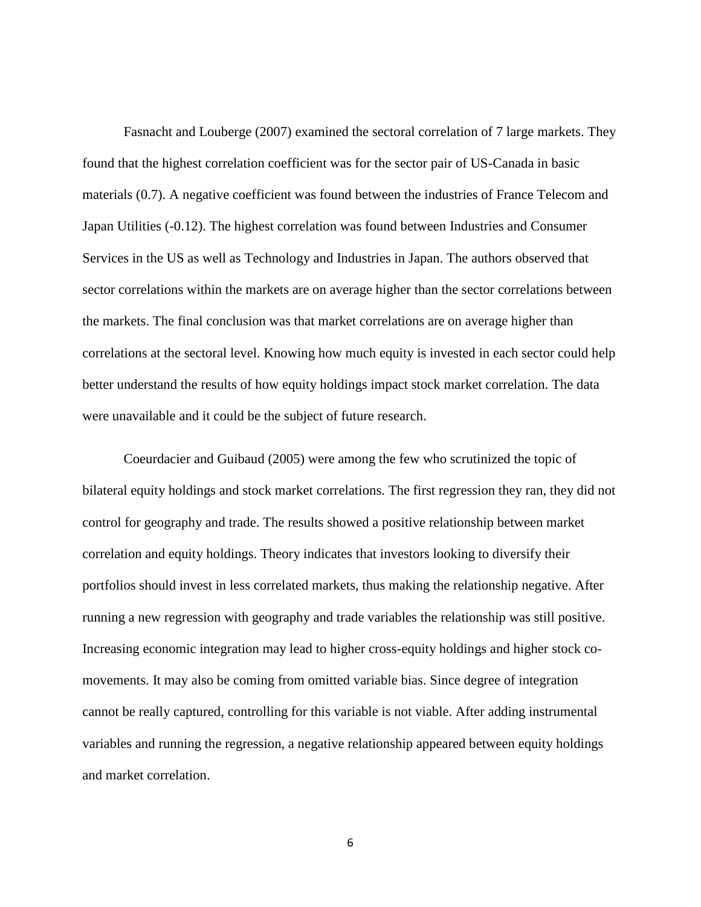Fasnacht and Louberge (2007) examined the sectoral correlation of 7 large markets. They found that the highest correlation coefficient was for the sector pair of US-Canada in basic materials (0.7). A negative coefficient was found between the industries of France Telecom and Japan Utilities (-0.12). The highest correlation was found between Industries and Consumer Services in the US as well as Technology and Industries in Japan. The authors observed that sector correlations within the markets are on average higher than the sector correlations between the markets. The final conclusion was that market correlations are on average higher than correlations at the sectoral level. Knowing how much equity is invested in each sector could help better understand the results of how equity holdings impact stock market correlation. The data were unavailable and it could be the subject of future research.

Coeurdacier and Guibaud (2005) were among the few who scrutinized the topic of bilateral equity holdings and stock market correlations. The first regression they ran, they did not control for geography and trade. The results showed a positive relationship between market correlation and equity holdings. Theory indicates that investors looking to diversify their portfolios should invest in less correlated markets, thus making the relationship negative. After running a new regression with geography and trade variables the relationship was still positive. Increasing economic integration may lead to higher cross-equity holdings and higher stock co-movements. It may also be coming from omitted variable bias. Since degree of integration cannot be really captured, controlling for this variable is not viable. After adding instrumental variables and running the regression, a negative relationship appeared between equity holdings and market correlation.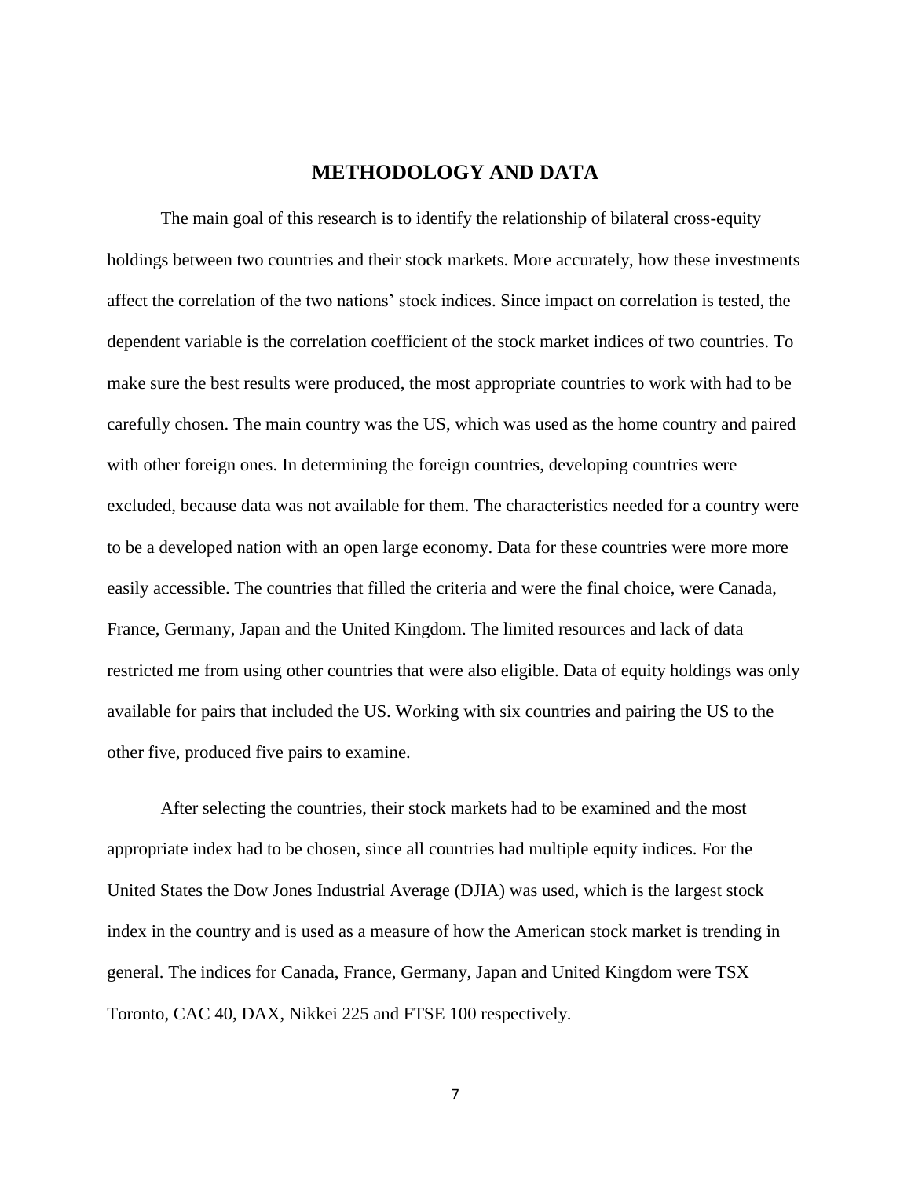# METHODOLOGY AND DATA

The main goal of this research is to identify the relationship of bilateral cross-equity holdings between two countries and their stock markets. More accurately, how these investments affect the correlation of the two nations' stock indices. Since impact on correlation is tested, the dependent variable is the correlation coefficient of the stock market indices of two countries. To make sure the best results were produced, the most appropriate countries to work with had to be carefully chosen. The main country was the US, which was used as the home country and paired with other foreign ones. In determining the foreign countries, developing countries were excluded, because data was not available for them. The characteristics needed for a country were to be a developed nation with an open large economy. Data for these countries were more more easily accessible. The countries that filled the criteria and were the final choice, were Canada, France, Germany, Japan and the United Kingdom. The limited resources and lack of data restricted me from using other countries that were also eligible. Data of equity holdings was only available for pairs that included the US. Working with six countries and pairing the US to the other five, produced five pairs to examine.

After selecting the countries, their stock markets had to be examined and the most appropriate index had to be chosen, since all countries had multiple equity indices. For the United States the Dow Jones Industrial Average (DJIA) was used, which is the largest stock index in the country and is used as a measure of how the American stock market is trending in general. The indices for Canada, France, Germany, Japan and United Kingdom were TSX Toronto, CAC 40, DAX, Nikkei 225 and FTSE 100 respectively.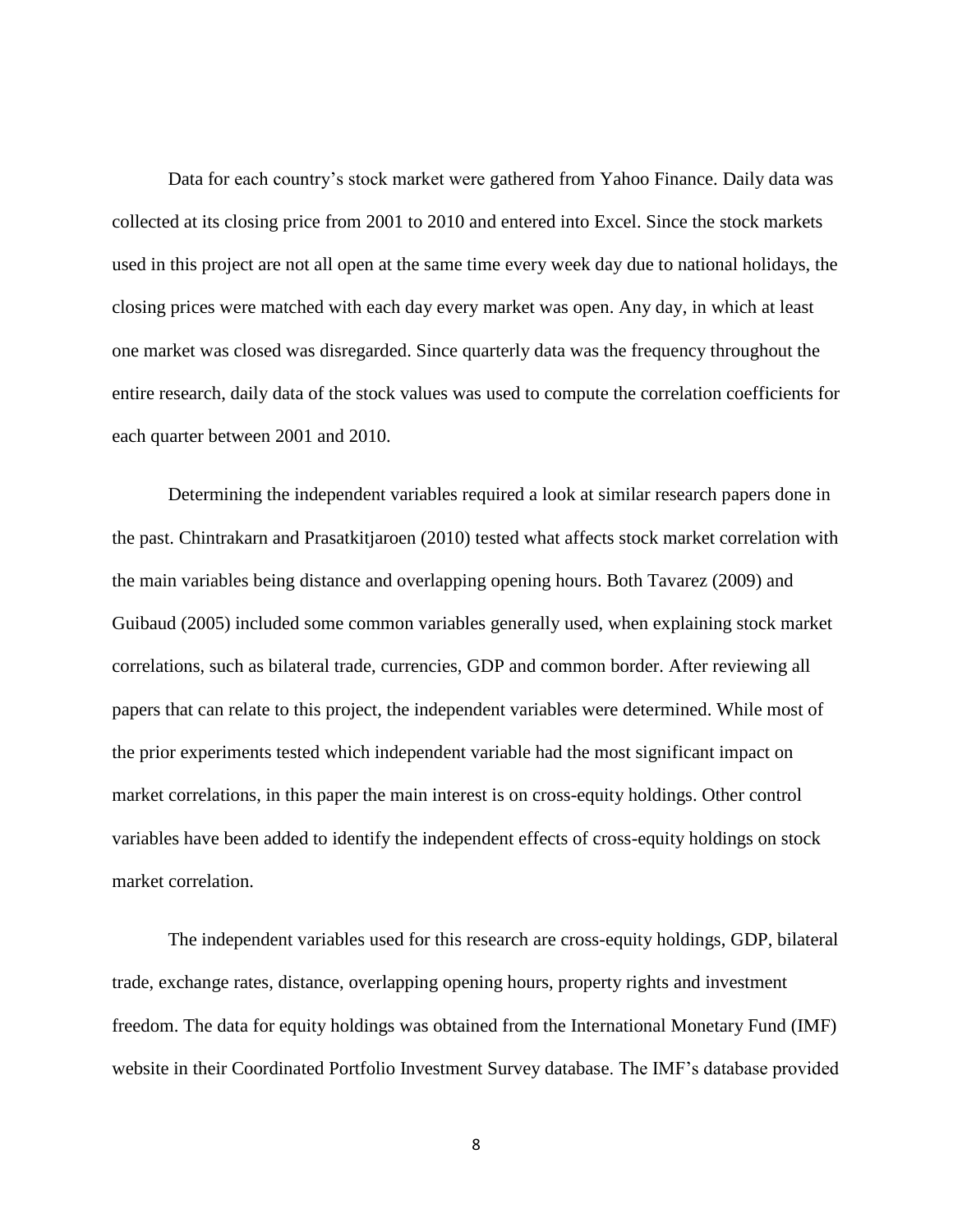Data for each country's stock market were gathered from Yahoo Finance. Daily data was collected at its closing price from 2001 to 2010 and entered into Excel. Since the stock markets used in this project are not all open at the same time every week day due to national holidays, the closing prices were matched with each day every market was open. Any day, in which at least one market was closed was disregarded. Since quarterly data was the frequency throughout the entire research, daily data of the stock values was used to compute the correlation coefficients for each quarter between 2001 and 2010.

Determining the independent variables required a look at similar research papers done in the past. Chintrakarn and Prasatkitjaroen (2010) tested what affects stock market correlation with the main variables being distance and overlapping opening hours. Both Tavarez (2009) and Guibaud (2005) included some common variables generally used, when explaining stock market correlations, such as bilateral trade, currencies, GDP and common border. After reviewing all papers that can relate to this project, the independent variables were determined. While most of the prior experiments tested which independent variable had the most significant impact on market correlations, in this paper the main interest is on cross-equity holdings. Other control variables have been added to identify the independent effects of cross-equity holdings on stock market correlation.

The independent variables used for this research are cross-equity holdings, GDP, bilateral trade, exchange rates, distance, overlapping opening hours, property rights and investment freedom. The data for equity holdings was obtained from the International Monetary Fund (IMF) website in their Coordinated Portfolio Investment Survey database. The IMF's database provided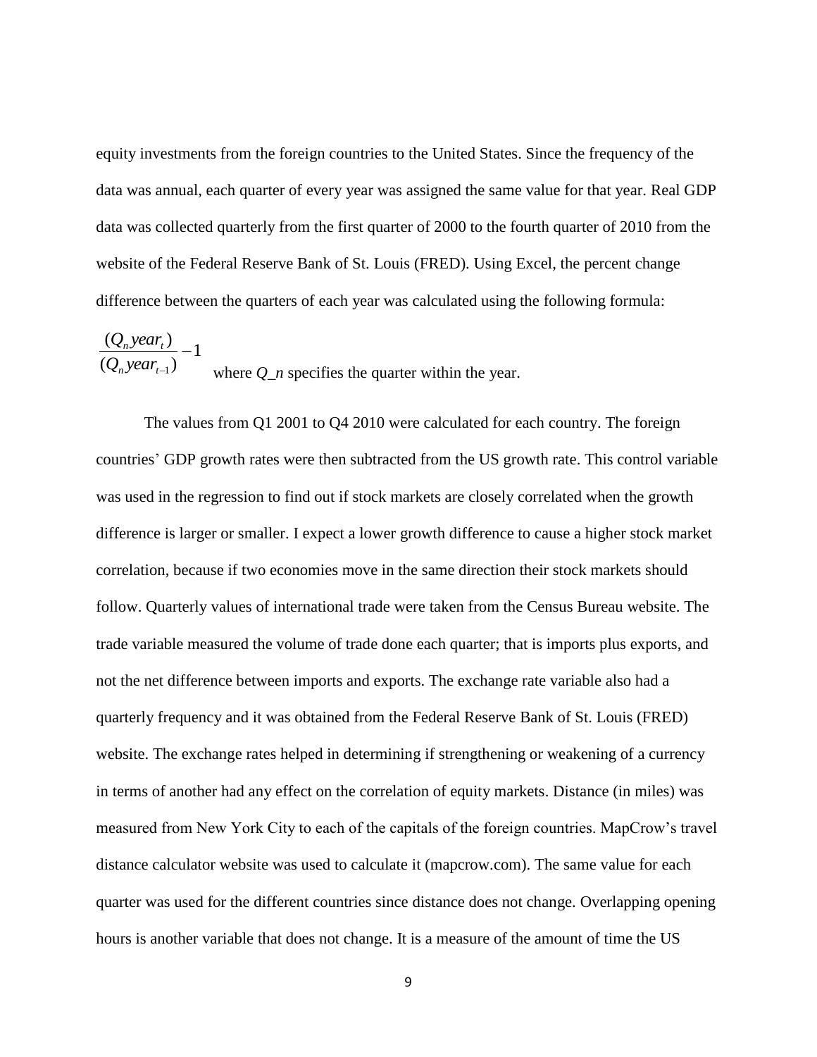equity investments from the foreign countries to the United States. Since the frequency of the data was annual, each quarter of every year was assigned the same value for that year. Real GDP data was collected quarterly from the first quarter of 2000 to the fourth quarter of 2010 from the website of the Federal Reserve Bank of St. Louis (FRED). Using Excel, the percent change difference between the quarters of each year was calculated using the following formula:

$$\frac{(Q_n year_t)}{(Q_n year_{t-1})} - 1$$

where *Q_n* specifies the quarter within the year.

The values from Q1 2001 to Q4 2010 were calculated for each country. The foreign countries' GDP growth rates were then subtracted from the US growth rate. This control variable was used in the regression to find out if stock markets are closely correlated when the growth difference is larger or smaller. I expect a lower growth difference to cause a higher stock market correlation, because if two economies move in the same direction their stock markets should follow. Quarterly values of international trade were taken from the Census Bureau website. The trade variable measured the volume of trade done each quarter; that is imports plus exports, and not the net difference between imports and exports. The exchange rate variable also had a quarterly frequency and it was obtained from the Federal Reserve Bank of St. Louis (FRED) website. The exchange rates helped in determining if strengthening or weakening of a currency in terms of another had any effect on the correlation of equity markets. Distance (in miles) was measured from New York City to each of the capitals of the foreign countries. MapCrow's travel distance calculator website was used to calculate it (mapcrow.com). The same value for each quarter was used for the different countries since distance does not change. Overlapping opening hours is another variable that does not change. It is a measure of the amount of time the US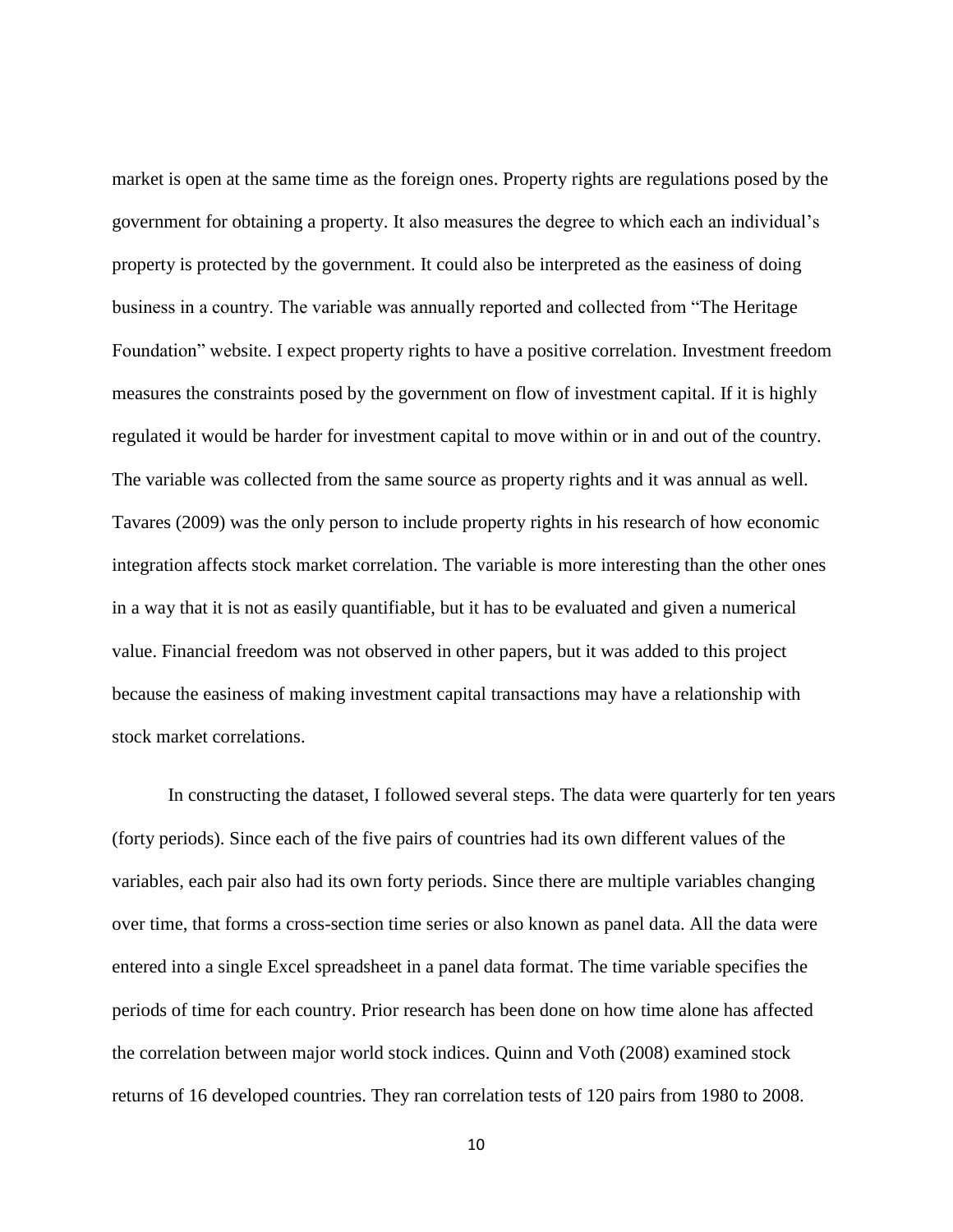market is open at the same time as the foreign ones. Property rights are regulations posed by the government for obtaining a property. It also measures the degree to which each an individual's property is protected by the government. It could also be interpreted as the easiness of doing business in a country. The variable was annually reported and collected from "The Heritage Foundation" website. I expect property rights to have a positive correlation. Investment freedom measures the constraints posed by the government on flow of investment capital. If it is highly regulated it would be harder for investment capital to move within or in and out of the country. The variable was collected from the same source as property rights and it was annual as well. Tavares (2009) was the only person to include property rights in his research of how economic integration affects stock market correlation. The variable is more interesting than the other ones in a way that it is not as easily quantifiable, but it has to be evaluated and given a numerical value. Financial freedom was not observed in other papers, but it was added to this project because the easiness of making investment capital transactions may have a relationship with stock market correlations.

In constructing the dataset, I followed several steps. The data were quarterly for ten years (forty periods). Since each of the five pairs of countries had its own different values of the variables, each pair also had its own forty periods. Since there are multiple variables changing over time, that forms a cross-section time series or also known as panel data. All the data were entered into a single Excel spreadsheet in a panel data format. The time variable specifies the periods of time for each country. Prior research has been done on how time alone has affected the correlation between major world stock indices. Quinn and Voth (2008) examined stock returns of 16 developed countries. They ran correlation tests of 120 pairs from 1980 to 2008.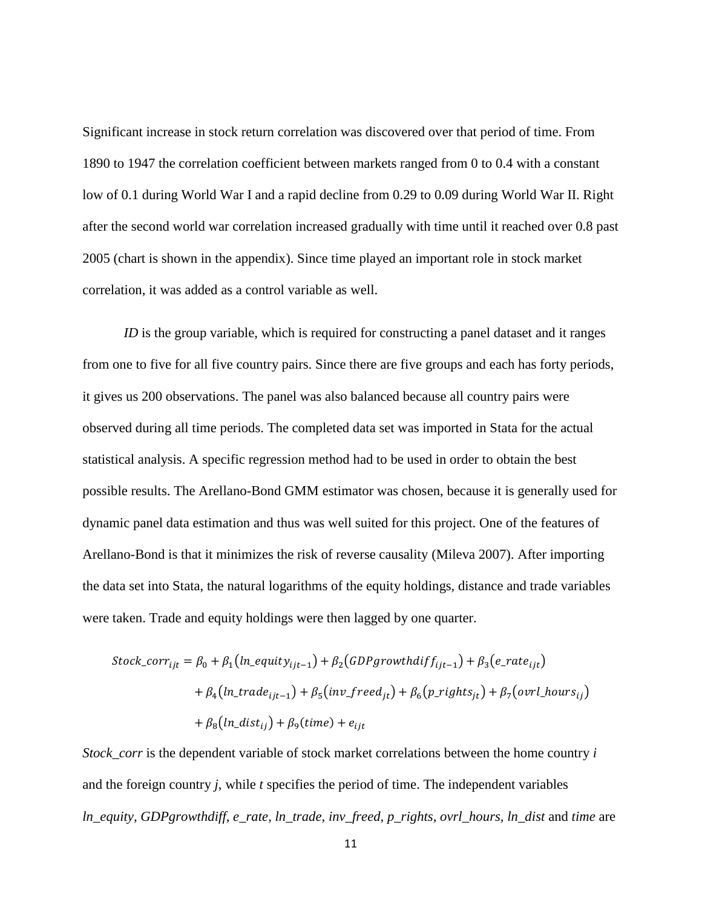Significant increase in stock return correlation was discovered over that period of time. From 1890 to 1947 the correlation coefficient between markets ranged from 0 to 0.4 with a constant low of 0.1 during World War I and a rapid decline from 0.29 to 0.09 during World War II. Right after the second world war correlation increased gradually with time until it reached over 0.8 past 2005 (chart is shown in the appendix). Since time played an important role in stock market correlation, it was added as a control variable as well.

*ID* is the group variable, which is required for constructing a panel dataset and it ranges from one to five for all five country pairs. Since there are five groups and each has forty periods, it gives us 200 observations. The panel was also balanced because all country pairs were observed during all time periods. The completed data set was imported in Stata for the actual statistical analysis. A specific regression method had to be used in order to obtain the best possible results. The Arellano-Bond GMM estimator was chosen, because it is generally used for dynamic panel data estimation and thus was well suited for this project. One of the features of Arellano-Bond is that it minimizes the risk of reverse causality (Mileva 2007). After importing the data set into Stata, the natural logarithms of the equity holdings, distance and trade variables were taken. Trade and equity holdings were then lagged by one quarter.

$$
\begin{aligned}
Stock\_corr_{ijt} = {} & \beta_0 + \beta_1(ln\_equity_{ijt-1}) + \beta_2(GDPgrowthdiff_{ijt-1}) + \beta_3(e\_rate_{ijt}) \\
& + \beta_4(ln\_trade_{ijt-1}) + \beta_5(inv\_freed_{jt}) + \beta_6(p\_rights_{jt}) + \beta_7(ovrl\_hours_{ij}) \\
& + \beta_8(ln\_dist_{ij}) + \beta_9(time) + e_{ijt}
\end{aligned}
$$

*Stock_corr* is the dependent variable of stock market correlations between the home country *i* and the foreign country *j*, while *t* specifies the period of time. The independent variables *ln_equity*, *GDPgrowthdiff*, *e_rate*, *ln_trade*, *inv_freed*, *p_rights*, *ovrl_hours*, *ln_dist* and *time* are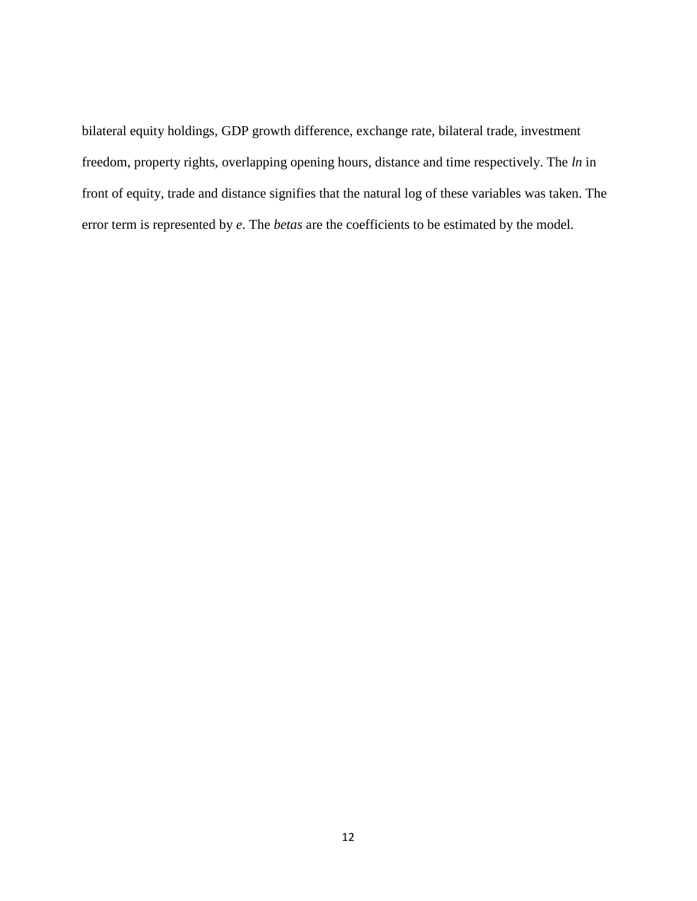bilateral equity holdings, GDP growth difference, exchange rate, bilateral trade, investment freedom, property rights, overlapping opening hours, distance and time respectively. The *ln* in front of equity, trade and distance signifies that the natural log of these variables was taken. The error term is represented by *e*. The *betas* are the coefficients to be estimated by the model.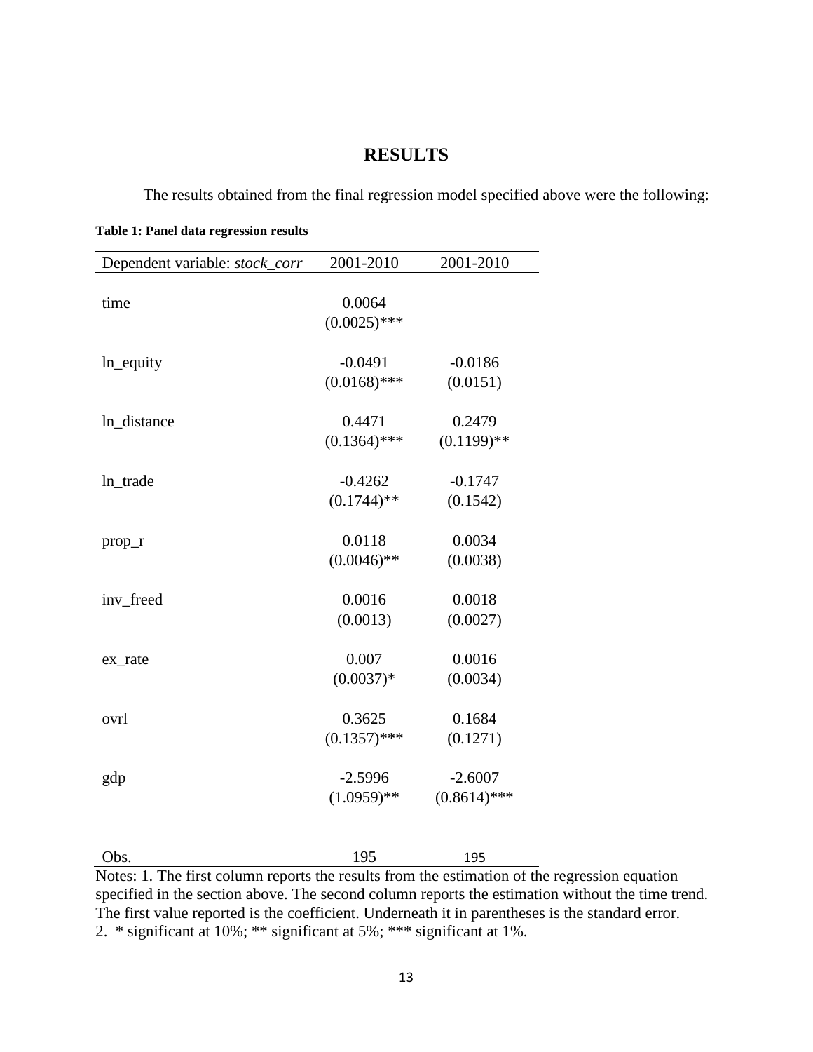# RESULTS

The results obtained from the final regression model specified above were the following:

**Table 1: Panel data regression results**

| Dependent variable: *stock_corr* | 2001-2010 | 2001-2010 |
|---|---|---|
| time | 0.0064<br>(0.0025)*** | |
| ln_equity | -0.0491<br>(0.0168)*** | -0.0186<br>(0.0151) |
| ln_distance | 0.4471<br>(0.1364)*** | 0.2479<br>(0.1199)** |
| ln_trade | -0.4262<br>(0.1744)** | -0.1747<br>(0.1542) |
| prop_r | 0.0118<br>(0.0046)** | 0.0034<br>(0.0038) |
| inv_freed | 0.0016<br>(0.0013) | 0.0018<br>(0.0027) |
| ex_rate | 0.007<br>(0.0037)* | 0.0016<br>(0.0034) |
| ovrl | 0.3625<br>(0.1357)*** | 0.1684<br>(0.1271) |
| gdp | -2.5996<br>(1.0959)** | -2.6007<br>(0.8614)*** |
| Obs. | 195 | 195 |

Notes: 1. The first column reports the results from the estimation of the regression equation specified in the section above. The second column reports the estimation without the time trend. The first value reported is the coefficient. Underneath it in parentheses is the standard error.
2. * significant at 10%; ** significant at 5%; *** significant at 1%.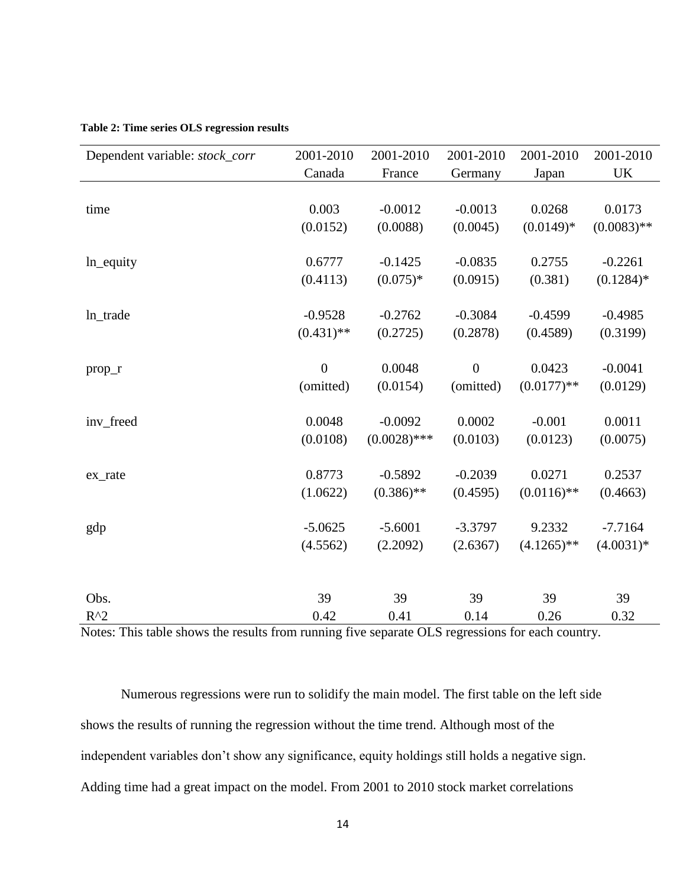**Table 2: Time series OLS regression results**

| Dependent variable: *stock_corr* | 2001-2010 Canada | 2001-2010 France | 2001-2010 Germany | 2001-2010 Japan | 2001-2010 UK |
|---|---|---|---|---|---|
| time | 0.003 | -0.0012 | -0.0013 | 0.0268 | 0.0173 |
| | (0.0152) | (0.0088) | (0.0045) | (0.0149)* | (0.0083)** |
| ln_equity | 0.6777 | -0.1425 | -0.0835 | 0.2755 | -0.2261 |
| | (0.4113) | (0.075)* | (0.0915) | (0.381) | (0.1284)* |
| ln_trade | -0.9528 | -0.2762 | -0.3084 | -0.4599 | -0.4985 |
| | (0.431)** | (0.2725) | (0.2878) | (0.4589) | (0.3199) |
| prop_r | 0 | 0.0048 | 0 | 0.0423 | -0.0041 |
| | (omitted) | (0.0154) | (omitted) | (0.0177)** | (0.0129) |
| inv_freed | 0.0048 | -0.0092 | 0.0002 | -0.001 | 0.0011 |
| | (0.0108) | (0.0028)*** | (0.0103) | (0.0123) | (0.0075) |
| ex_rate | 0.8773 | -0.5892 | -0.2039 | 0.0271 | 0.2537 |
| | (1.0622) | (0.386)** | (0.4595) | (0.0116)** | (0.4663) |
| gdp | -5.0625 | -5.6001 | -3.3797 | 9.2332 | -7.7164 |
| | (4.5562) | (2.2092) | (2.6367) | (4.1265)** | (4.0031)* |
| Obs. | 39 | 39 | 39 | 39 | 39 |
| $R^2$ | 0.42 | 0.41 | 0.14 | 0.26 | 0.32 |

Notes: This table shows the results from running five separate OLS regressions for each country.

Numerous regressions were run to solidify the main model. The first table on the left side shows the results of running the regression without the time trend. Although most of the independent variables don't show any significance, equity holdings still holds a negative sign. Adding time had a great impact on the model. From 2001 to 2010 stock market correlations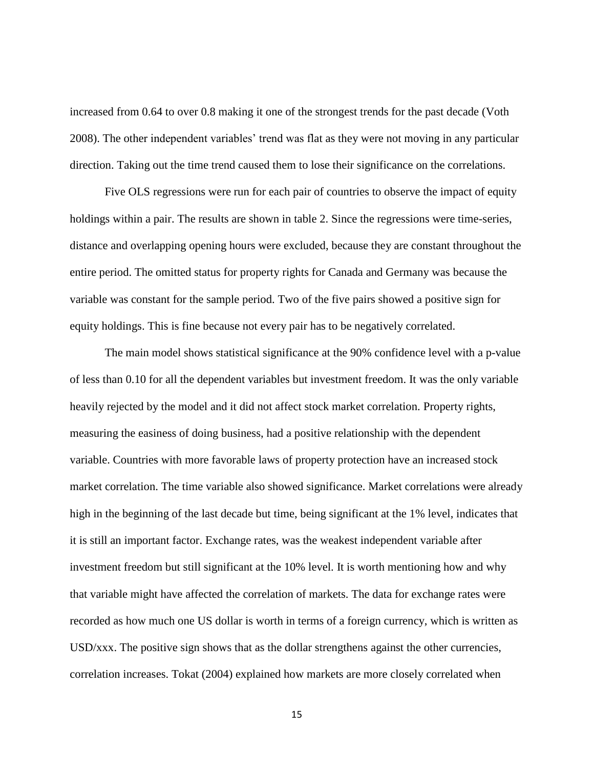increased from 0.64 to over 0.8 making it one of the strongest trends for the past decade (Voth 2008). The other independent variables' trend was flat as they were not moving in any particular direction. Taking out the time trend caused them to lose their significance on the correlations.

Five OLS regressions were run for each pair of countries to observe the impact of equity holdings within a pair. The results are shown in table 2. Since the regressions were time-series, distance and overlapping opening hours were excluded, because they are constant throughout the entire period. The omitted status for property rights for Canada and Germany was because the variable was constant for the sample period. Two of the five pairs showed a positive sign for equity holdings. This is fine because not every pair has to be negatively correlated.

The main model shows statistical significance at the 90% confidence level with a p-value of less than 0.10 for all the dependent variables but investment freedom. It was the only variable heavily rejected by the model and it did not affect stock market correlation. Property rights, measuring the easiness of doing business, had a positive relationship with the dependent variable. Countries with more favorable laws of property protection have an increased stock market correlation. The time variable also showed significance. Market correlations were already high in the beginning of the last decade but time, being significant at the 1% level, indicates that it is still an important factor. Exchange rates, was the weakest independent variable after investment freedom but still significant at the 10% level. It is worth mentioning how and why that variable might have affected the correlation of markets. The data for exchange rates were recorded as how much one US dollar is worth in terms of a foreign currency, which is written as USD/xxx. The positive sign shows that as the dollar strengthens against the other currencies, correlation increases. Tokat (2004) explained how markets are more closely correlated when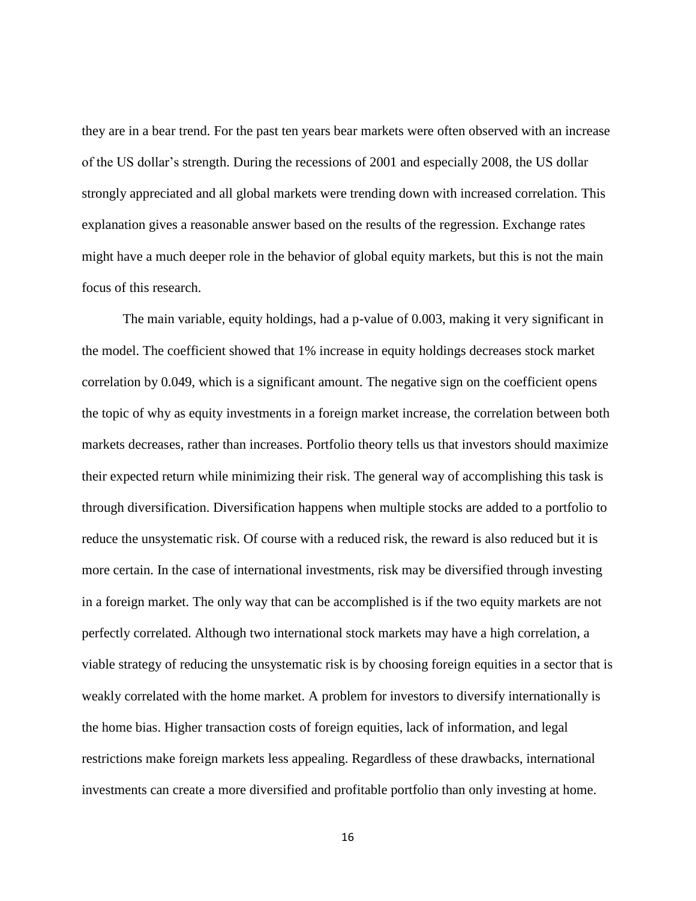they are in a bear trend. For the past ten years bear markets were often observed with an increase of the US dollar's strength. During the recessions of 2001 and especially 2008, the US dollar strongly appreciated and all global markets were trending down with increased correlation. This explanation gives a reasonable answer based on the results of the regression. Exchange rates might have a much deeper role in the behavior of global equity markets, but this is not the main focus of this research.

The main variable, equity holdings, had a p-value of 0.003, making it very significant in the model. The coefficient showed that 1% increase in equity holdings decreases stock market correlation by 0.049, which is a significant amount. The negative sign on the coefficient opens the topic of why as equity investments in a foreign market increase, the correlation between both markets decreases, rather than increases. Portfolio theory tells us that investors should maximize their expected return while minimizing their risk. The general way of accomplishing this task is through diversification. Diversification happens when multiple stocks are added to a portfolio to reduce the unsystematic risk. Of course with a reduced risk, the reward is also reduced but it is more certain. In the case of international investments, risk may be diversified through investing in a foreign market. The only way that can be accomplished is if the two equity markets are not perfectly correlated. Although two international stock markets may have a high correlation, a viable strategy of reducing the unsystematic risk is by choosing foreign equities in a sector that is weakly correlated with the home market. A problem for investors to diversify internationally is the home bias. Higher transaction costs of foreign equities, lack of information, and legal restrictions make foreign markets less appealing. Regardless of these drawbacks, international investments can create a more diversified and profitable portfolio than only investing at home.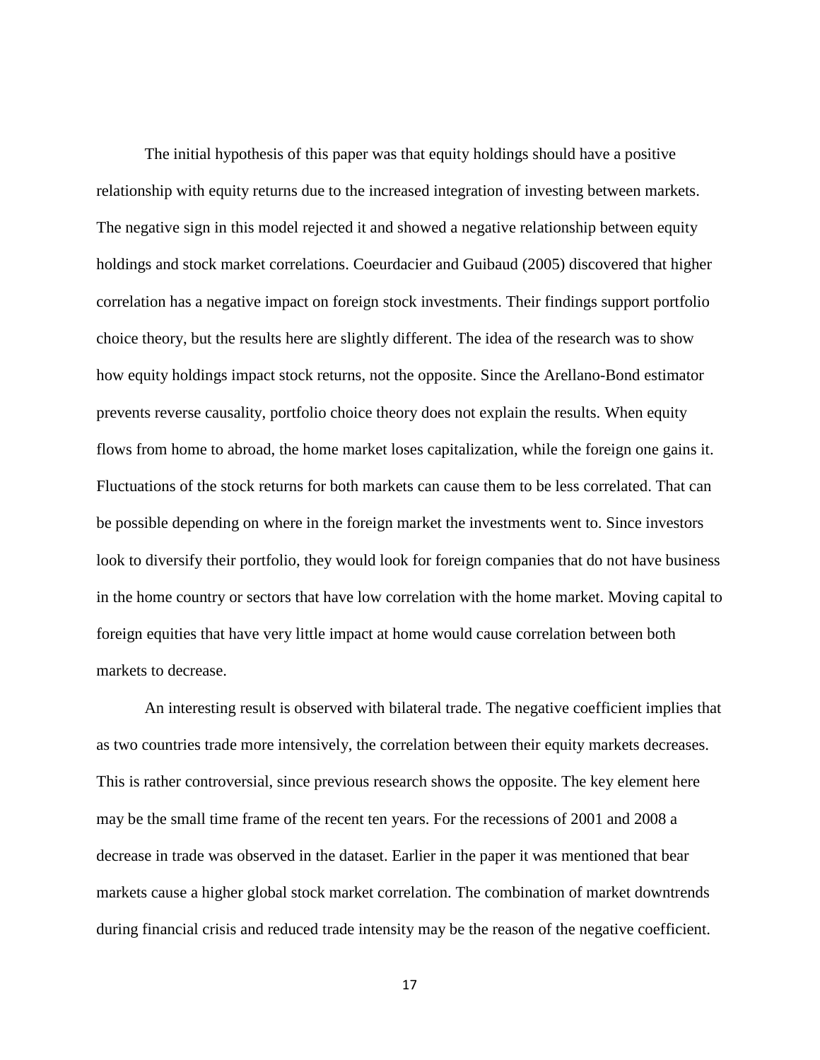The initial hypothesis of this paper was that equity holdings should have a positive relationship with equity returns due to the increased integration of investing between markets. The negative sign in this model rejected it and showed a negative relationship between equity holdings and stock market correlations. Coeurdacier and Guibaud (2005) discovered that higher correlation has a negative impact on foreign stock investments. Their findings support portfolio choice theory, but the results here are slightly different. The idea of the research was to show how equity holdings impact stock returns, not the opposite. Since the Arellano-Bond estimator prevents reverse causality, portfolio choice theory does not explain the results. When equity flows from home to abroad, the home market loses capitalization, while the foreign one gains it. Fluctuations of the stock returns for both markets can cause them to be less correlated. That can be possible depending on where in the foreign market the investments went to. Since investors look to diversify their portfolio, they would look for foreign companies that do not have business in the home country or sectors that have low correlation with the home market. Moving capital to foreign equities that have very little impact at home would cause correlation between both markets to decrease.

An interesting result is observed with bilateral trade. The negative coefficient implies that as two countries trade more intensively, the correlation between their equity markets decreases. This is rather controversial, since previous research shows the opposite. The key element here may be the small time frame of the recent ten years. For the recessions of 2001 and 2008 a decrease in trade was observed in the dataset. Earlier in the paper it was mentioned that bear markets cause a higher global stock market correlation. The combination of market downtrends during financial crisis and reduced trade intensity may be the reason of the negative coefficient.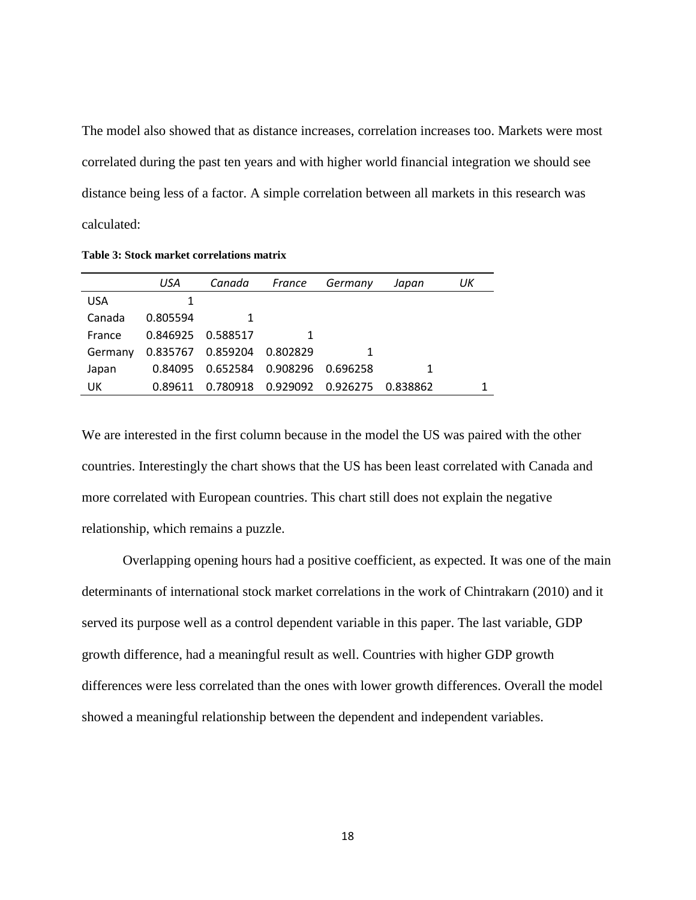The model also showed that as distance increases, correlation increases too. Markets were most correlated during the past ten years and with higher world financial integration we should see distance being less of a factor. A simple correlation between all markets in this research was calculated:

**Table 3: Stock market correlations matrix**

| | *USA* | *Canada* | *France* | *Germany* | *Japan* | *UK* |
|---|---|---|---|---|---|---|
| USA | 1 | | | | | |
| Canada | 0.805594 | 1 | | | | |
| France | 0.846925 | 0.588517 | 1 | | | |
| Germany | 0.835767 | 0.859204 | 0.802829 | 1 | | |
| Japan | 0.84095 | 0.652584 | 0.908296 | 0.696258 | 1 | |
| UK | 0.89611 | 0.780918 | 0.929092 | 0.926275 | 0.838862 | 1 |

We are interested in the first column because in the model the US was paired with the other countries. Interestingly the chart shows that the US has been least correlated with Canada and more correlated with European countries. This chart still does not explain the negative relationship, which remains a puzzle.

Overlapping opening hours had a positive coefficient, as expected. It was one of the main determinants of international stock market correlations in the work of Chintrakarn (2010) and it served its purpose well as a control dependent variable in this paper. The last variable, GDP growth difference, had a meaningful result as well. Countries with higher GDP growth differences were less correlated than the ones with lower growth differences. Overall the model showed a meaningful relationship between the dependent and independent variables.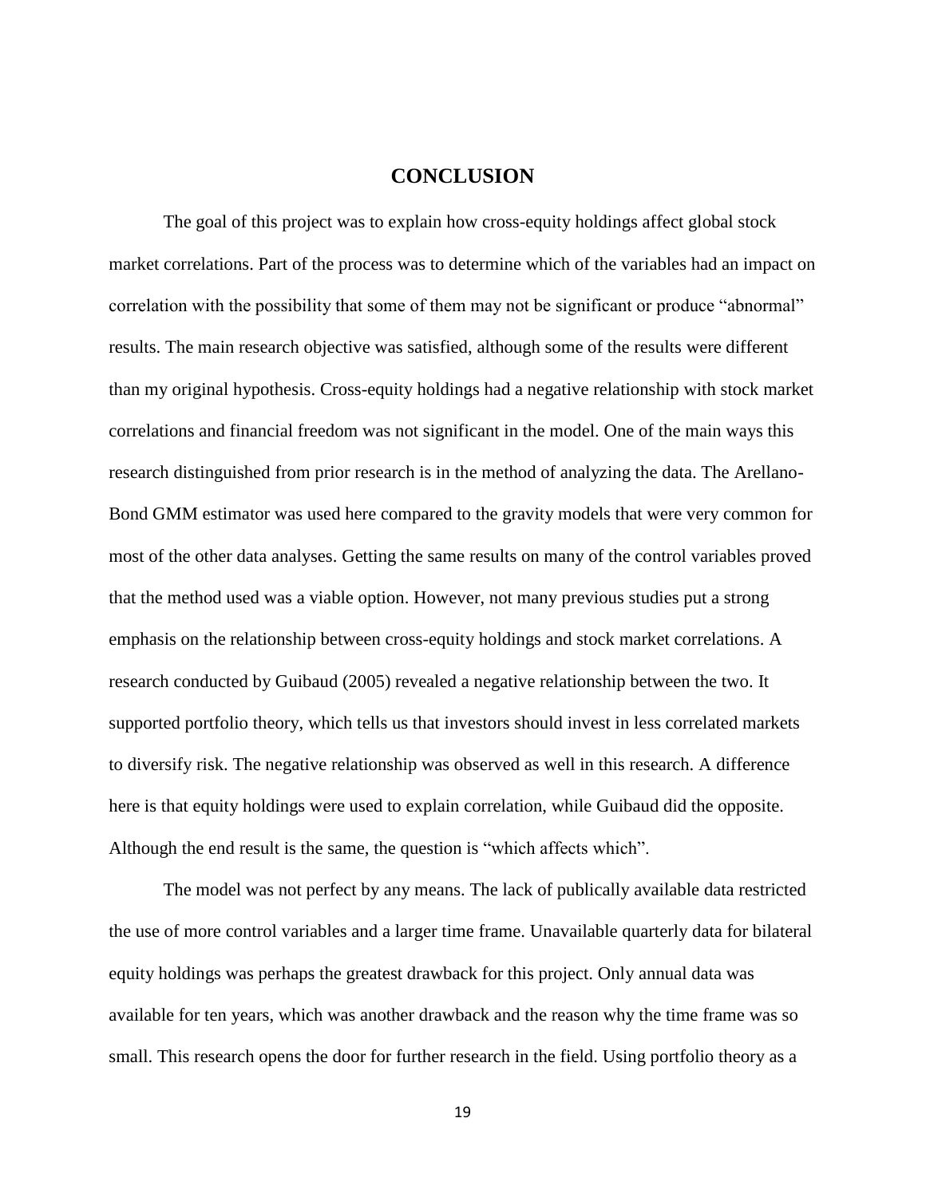# CONCLUSION

The goal of this project was to explain how cross-equity holdings affect global stock market correlations. Part of the process was to determine which of the variables had an impact on correlation with the possibility that some of them may not be significant or produce "abnormal" results. The main research objective was satisfied, although some of the results were different than my original hypothesis. Cross-equity holdings had a negative relationship with stock market correlations and financial freedom was not significant in the model. One of the main ways this research distinguished from prior research is in the method of analyzing the data. The Arellano-Bond GMM estimator was used here compared to the gravity models that were very common for most of the other data analyses. Getting the same results on many of the control variables proved that the method used was a viable option. However, not many previous studies put a strong emphasis on the relationship between cross-equity holdings and stock market correlations. A research conducted by Guibaud (2005) revealed a negative relationship between the two. It supported portfolio theory, which tells us that investors should invest in less correlated markets to diversify risk. The negative relationship was observed as well in this research. A difference here is that equity holdings were used to explain correlation, while Guibaud did the opposite. Although the end result is the same, the question is "which affects which".

The model was not perfect by any means. The lack of publically available data restricted the use of more control variables and a larger time frame. Unavailable quarterly data for bilateral equity holdings was perhaps the greatest drawback for this project. Only annual data was available for ten years, which was another drawback and the reason why the time frame was so small. This research opens the door for further research in the field. Using portfolio theory as a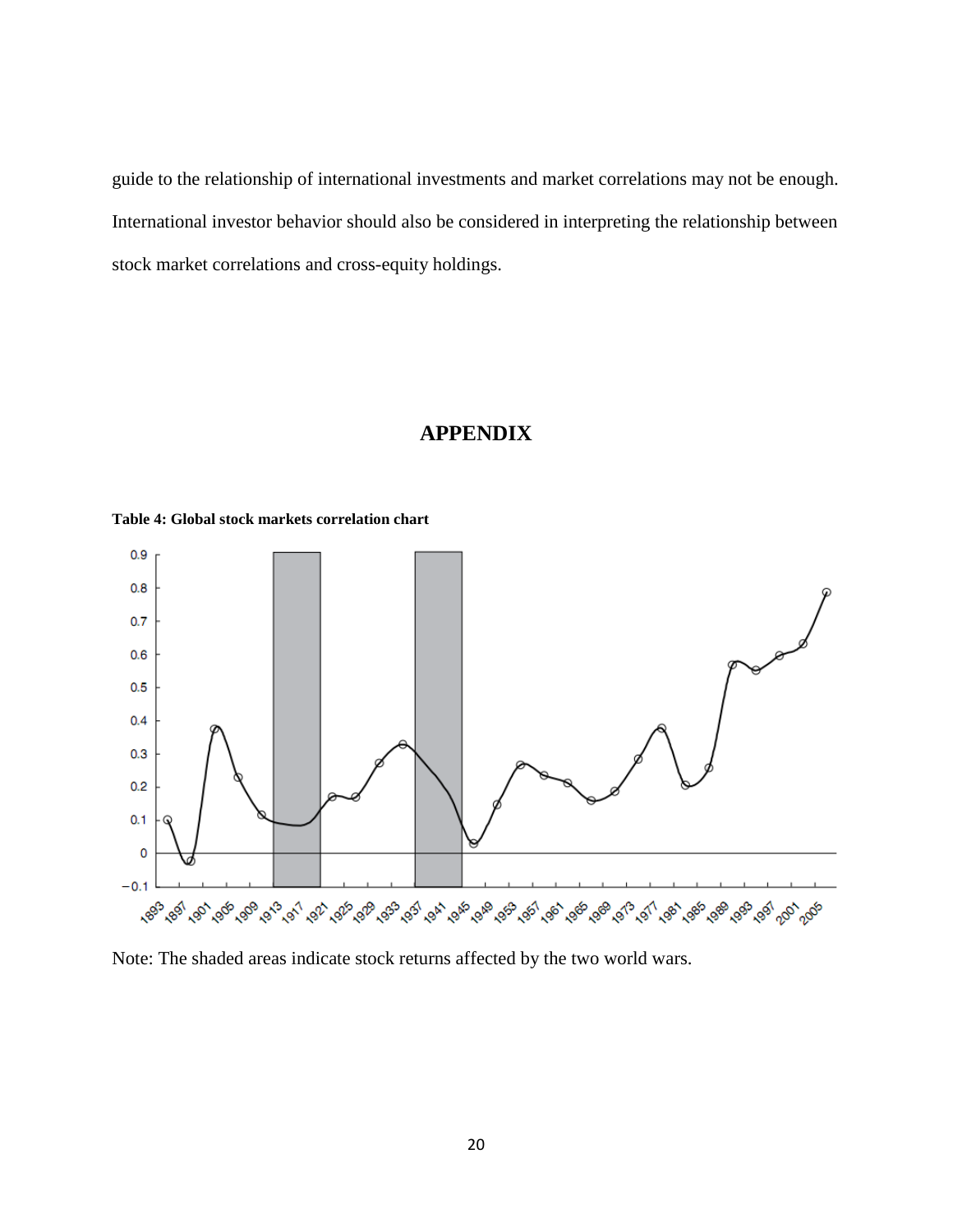guide to the relationship of international investments and market correlations may not be enough. International investor behavior should also be considered in interpreting the relationship between stock market correlations and cross-equity holdings.

# APPENDIX

**Table 4: Global stock markets correlation chart**

Note: The shaded areas indicate stock returns affected by the two world wars.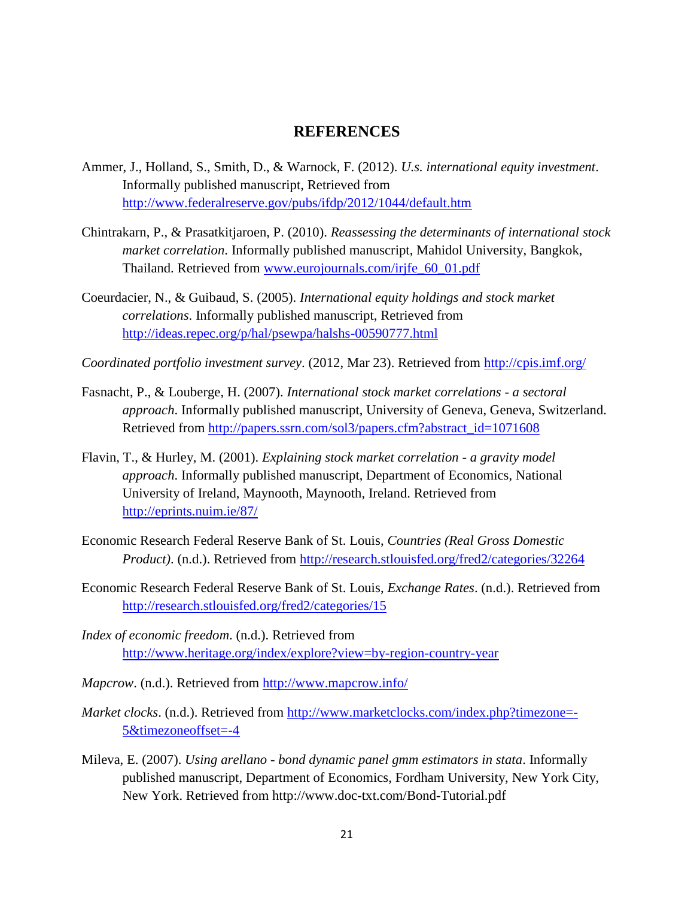# REFERENCES

Ammer, J., Holland, S., Smith, D., & Warnock, F. (2012). *U.s. international equity investment*. Informally published manuscript, Retrieved from http://www.federalreserve.gov/pubs/ifdp/2012/1044/default.htm

Chintrakarn, P., & Prasatkitjaroen, P. (2010). *Reassessing the determinants of international stock market correlation*. Informally published manuscript, Mahidol University, Bangkok, Thailand. Retrieved from www.eurojournals.com/irjfe_60_01.pdf

Coeurdacier, N., & Guibaud, S. (2005). *International equity holdings and stock market correlations*. Informally published manuscript, Retrieved from http://ideas.repec.org/p/hal/psewpa/halshs-00590777.html

*Coordinated portfolio investment survey*. (2012, Mar 23). Retrieved from http://cpis.imf.org/

Fasnacht, P., & Louberge, H. (2007). *International stock market correlations - a sectoral approach*. Informally published manuscript, University of Geneva, Geneva, Switzerland. Retrieved from http://papers.ssrn.com/sol3/papers.cfm?abstract_id=1071608

Flavin, T., & Hurley, M. (2001). *Explaining stock market correlation - a gravity model approach*. Informally published manuscript, Department of Economics, National University of Ireland, Maynooth, Maynooth, Ireland. Retrieved from http://eprints.nuim.ie/87/

Economic Research Federal Reserve Bank of St. Louis, *Countries (Real Gross Domestic Product)*. (n.d.). Retrieved from http://research.stlouisfed.org/fred2/categories/32264

Economic Research Federal Reserve Bank of St. Louis, *Exchange Rates*. (n.d.). Retrieved from http://research.stlouisfed.org/fred2/categories/15

*Index of economic freedom*. (n.d.). Retrieved from http://www.heritage.org/index/explore?view=by-region-country-year

*Mapcrow*. (n.d.). Retrieved from http://www.mapcrow.info/

*Market clocks*. (n.d.). Retrieved from http://www.marketclocks.com/index.php?timezone=-5&timezoneoffset=-4

Mileva, E. (2007). *Using arellano - bond dynamic panel gmm estimators in stata*. Informally published manuscript, Department of Economics, Fordham University, New York City, New York. Retrieved from http://www.doc-txt.com/Bond-Tutorial.pdf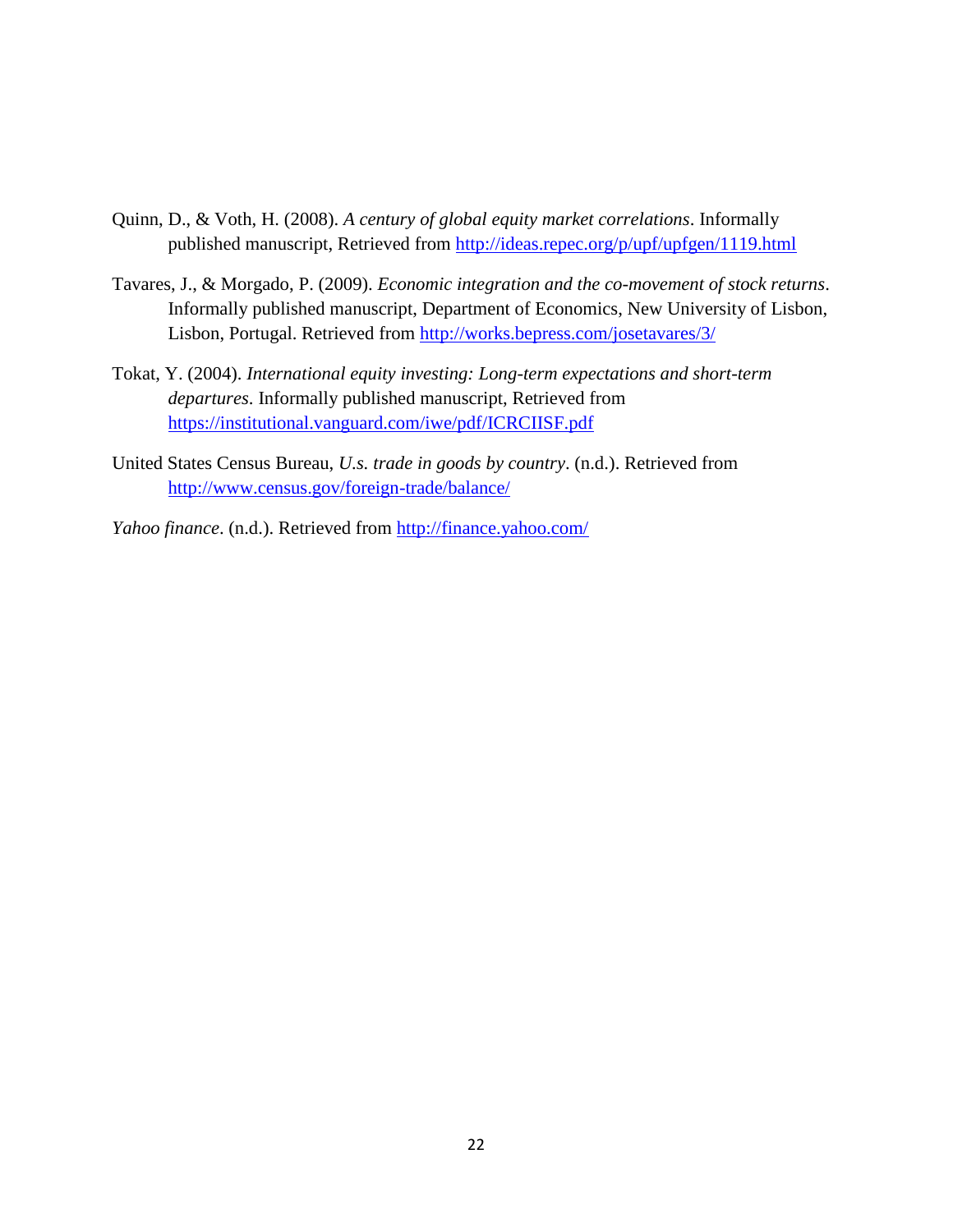Quinn, D., & Voth, H. (2008). *A century of global equity market correlations*. Informally published manuscript, Retrieved from http://ideas.repec.org/p/upf/upfgen/1119.html

Tavares, J., & Morgado, P. (2009). *Economic integration and the co-movement of stock returns*. Informally published manuscript, Department of Economics, New University of Lisbon, Lisbon, Portugal. Retrieved from http://works.bepress.com/josetavares/3/

Tokat, Y. (2004). *International equity investing: Long-term expectations and short-term departures*. Informally published manuscript, Retrieved from https://institutional.vanguard.com/iwe/pdf/ICRCIISF.pdf

United States Census Bureau, *U.s. trade in goods by country*. (n.d.). Retrieved from http://www.census.gov/foreign-trade/balance/

*Yahoo finance*. (n.d.). Retrieved from http://finance.yahoo.com/